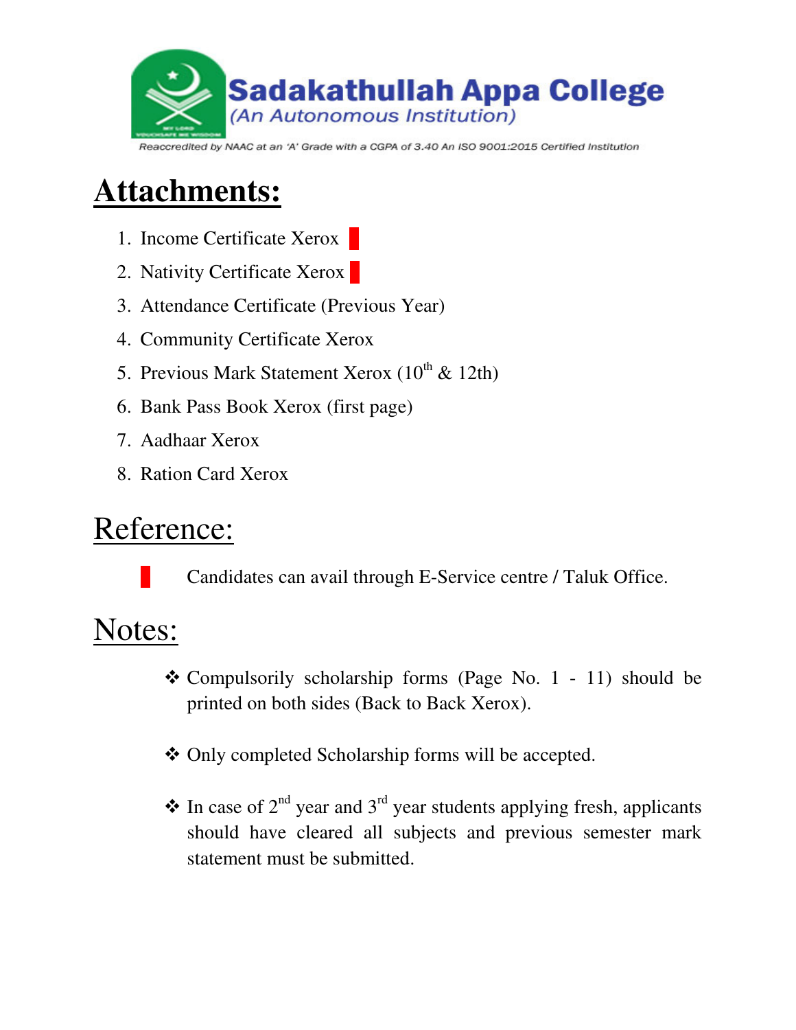**Sadakathullah Appa College**
*(An Autonomous Institution)*
Reaccredited by NAAC at an 'A' Grade with a CGPA of 3.40 An ISO 9001:2015 Certified Institution

# Attachments:

1. Income Certificate Xerox
2. Nativity Certificate Xerox
3. Attendance Certificate (Previous Year)
4. Community Certificate Xerox
5. Previous Mark Statement Xerox (10th & 12th)
6. Bank Pass Book Xerox (first page)
7. Aadhaar Xerox
8. Ration Card Xerox

# Reference:

- Candidates can avail through E-Service centre / Taluk Office.

# Notes:

- ❖ Compulsorily scholarship forms (Page No. 1 - 11) should be printed on both sides (Back to Back Xerox).
- ❖ Only completed Scholarship forms will be accepted.
- ❖ In case of 2nd year and 3rd year students applying fresh, applicants should have cleared all subjects and previous semester mark statement must be submitted.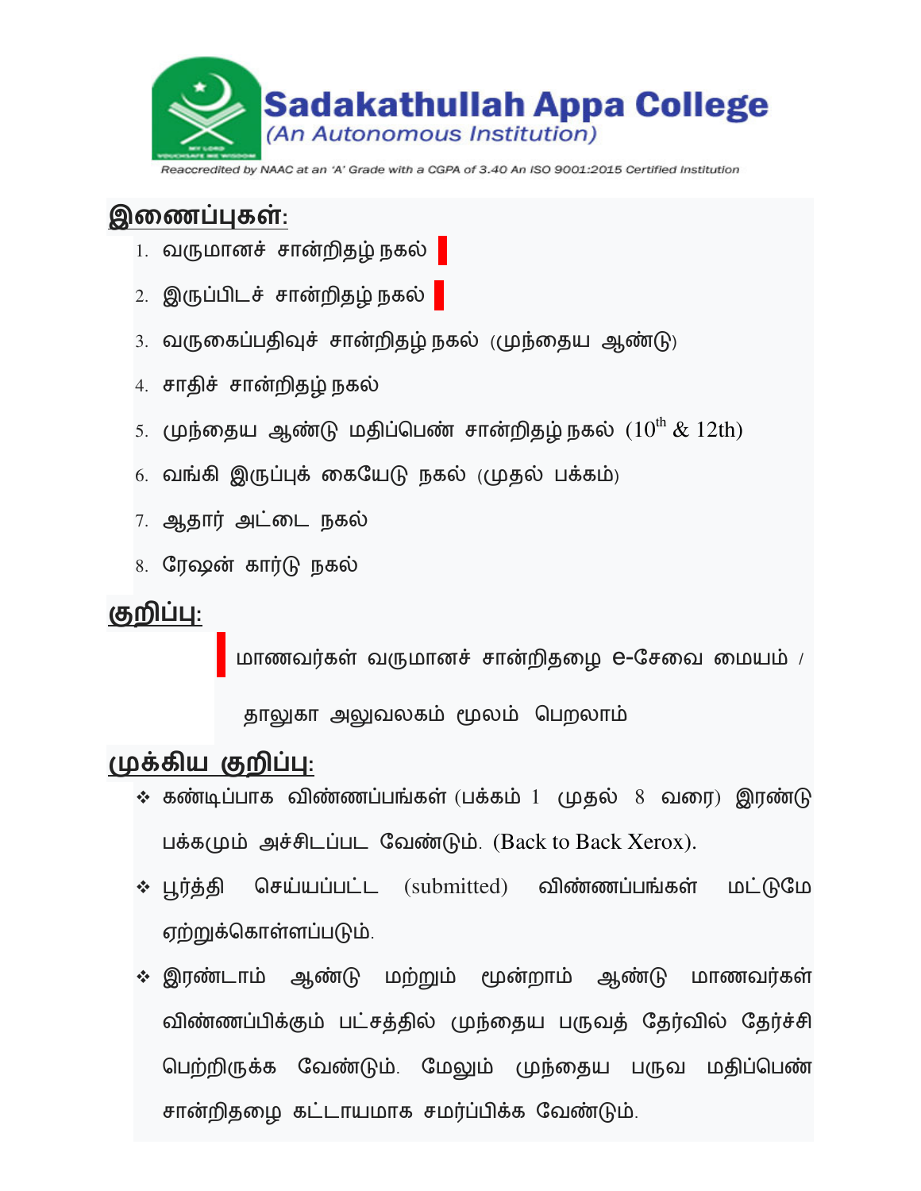**Sadakathullah Appa College**
*(An Autonomous Institution)*
Reaccredited by NAAC at an 'A' Grade with a CGPA of 3.40 An ISO 9001:2015 Certified Institution

## இணைப்புகள்:

1. வருமானச் சான்றிதழ் நகல்
2. இருப்பிடச் சான்றிதழ் நகல்
3. வருகைப்பதிவுச் சான்றிதழ் நகல் (முந்தைய ஆண்டு)
4. சாதிச் சான்றிதழ் நகல்
5. முந்தைய ஆண்டு மதிப்பெண் சான்றிதழ் நகல் (10th & 12th)
6. வங்கி இருப்புக் கையேடு நகல் (முதல் பக்கம்)
7. ஆதார் அட்டை நகல்
8. ரேஷன் கார்டு நகல்

## குறிப்பு:

மாணவர்கள் வருமானச் சான்றிதழை e-சேவை மையம் / தாலுகா அலுவலகம் மூலம் பெறலாம்

## முக்கிய குறிப்பு:

- கண்டிப்பாக விண்ணப்பங்கள் (பக்கம் 1 முதல் 8 வரை) இரண்டு பக்கமும் அச்சிடப்பட வேண்டும். (Back to Back Xerox).
- பூர்த்தி செய்யப்பட்ட (submitted) விண்ணப்பங்கள் மட்டுமே ஏற்றுக்கொள்ளப்படும்.
- இரண்டாம் ஆண்டு மற்றும் மூன்றாம் ஆண்டு மாணவர்கள் விண்ணப்பிக்கும் பட்சத்தில் முந்தைய பருவத் தேர்வில் தேர்ச்சி பெற்றிருக்க வேண்டும். மேலும் முந்தைய பருவ மதிப்பெண் சான்றிதழை கட்டாயமாக சமர்ப்பிக்க வேண்டும்.